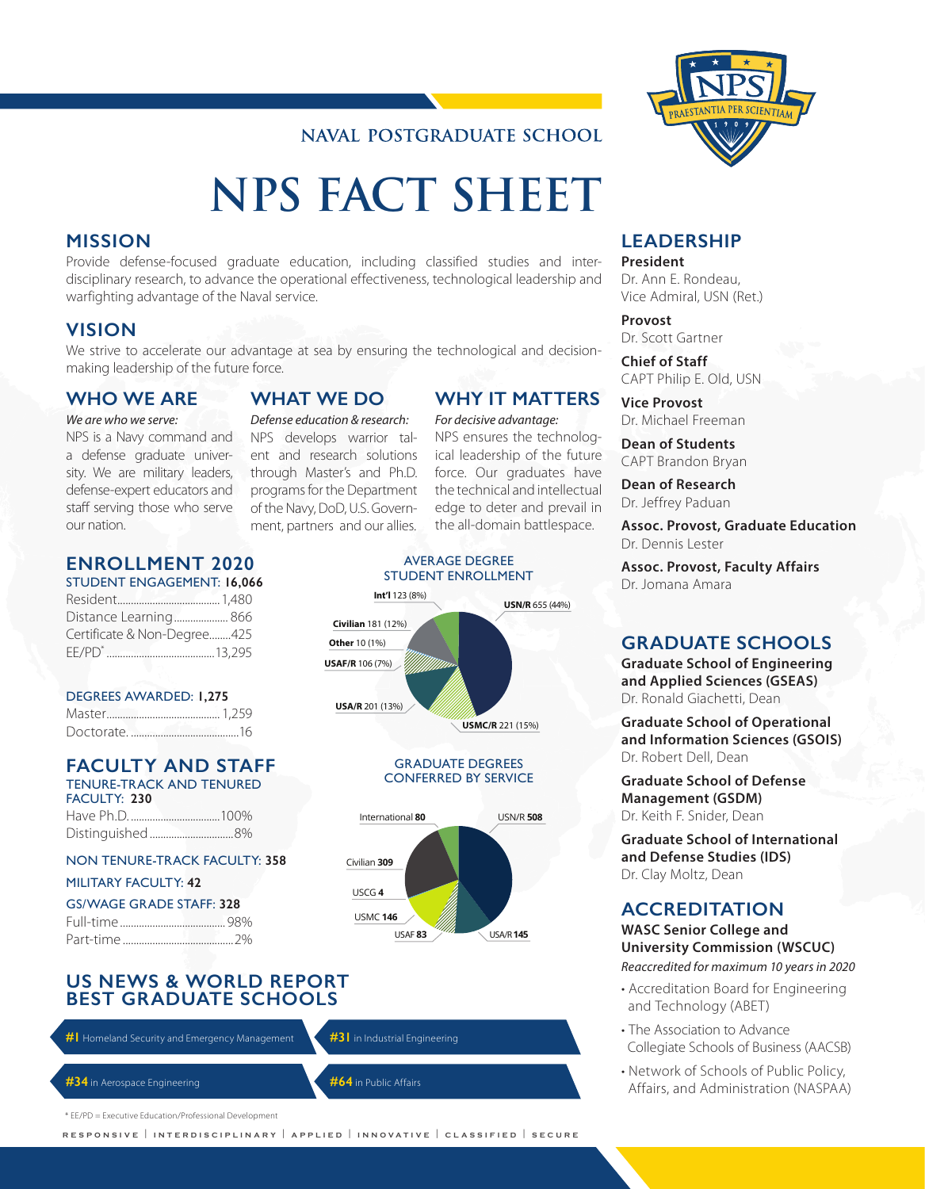NAVAL POSTGRADUATE SCHOOL

# NPS FACT SHEET

## MISSION

Provide defense-focused graduate education, including classified studies and interdisciplinary research, to advance the operational effectiveness, technological leadership and warfighting advantage of the Naval service.

## VISION

We strive to accelerate our advantage at sea by ensuring the technological and decision-making leadership of the future force.

## WHO WE ARE

*We are who we serve:*
NPS is a Navy command and a defense graduate university. We are military leaders, defense-expert educators and staff serving those who serve our nation.

## WHAT WE DO

*Defense education & research:*
NPS develops warrior talent and research solutions through Master's and Ph.D. programs for the Department of the Navy, DoD, U.S. Government, partners and our allies.

## WHY IT MATTERS

*For decisive advantage:*
NPS ensures the technological leadership of the future force. Our graduates have the technical and intellectual edge to deter and prevail in the all-domain battlespace.

## ENROLLMENT 2020

STUDENT ENGAGEMENT: **16,066**

| | |
|---|---|
| Resident | 1,480 |
| Distance Learning | 866 |
| Certificate & Non-Degree | 425 |
| EE/PD* | 13,295 |

DEGREES AWARDED: **1,275**

| | |
|---|---|
| Master | 1,259 |
| Doctorate | 16 |

### AVERAGE DEGREE STUDENT ENROLLMENT

- USN/R 655 (44%)
- USMC/R 221 (15%)
- USA/R 201 (13%)
- USAF/R 106 (7%)
- Other 10 (1%)
- Civilian 181 (12%)
- Int'l 123 (8%)

## FACULTY AND STAFF

TENURE-TRACK AND TENURED FACULTY: **230**

| | |
|---|---|
| Have Ph.D. | 100% |
| Distinguished | 8% |

NON TENURE-TRACK FACULTY: **358**

MILITARY FACULTY: **42**

GS/WAGE GRADE STAFF: **328**

| | |
|---|---|
| Full-time | 98% |
| Part-time | 2% |

### GRADUATE DEGREES CONFERRED BY SERVICE

- USN/R **508**
- USA/R **145**
- USAF **83**
- USMC **146**
- USCG **4**
- Civilian **309**
- International **80**

## US NEWS & WORLD REPORT BEST GRADUATE SCHOOLS

- **#1** Homeland Security and Emergency Management
- **#31** in Industrial Engineering
- **#34** in Aerospace Engineering
- **#64** in Public Affairs

## LEADERSHIP

**President**
Dr. Ann E. Rondeau,
Vice Admiral, USN (Ret.)

**Provost**
Dr. Scott Gartner

**Chief of Staff**
CAPT Philip E. Old, USN

**Vice Provost**
Dr. Michael Freeman

**Dean of Students**
CAPT Brandon Bryan

**Dean of Research**
Dr. Jeffrey Paduan

**Assoc. Provost, Graduate Education**
Dr. Dennis Lester

**Assoc. Provost, Faculty Affairs**
Dr. Jomana Amara

## GRADUATE SCHOOLS

**Graduate School of Engineering and Applied Sciences (GSEAS)**
Dr. Ronald Giachetti, Dean

**Graduate School of Operational and Information Sciences (GSOIS)**
Dr. Robert Dell, Dean

**Graduate School of Defense Management (GSDM)**
Dr. Keith F. Snider, Dean

**Graduate School of International and Defense Studies (IDS)**
Dr. Clay Moltz, Dean

## ACCREDITATION

**WASC Senior College and University Commission (WSCUC)**
*Reaccredited for maximum 10 years in 2020*

- Accreditation Board for Engineering and Technology (ABET)
- The Association to Advance Collegiate Schools of Business (AACSB)
- Network of Schools of Public Policy, Affairs, and Administration (NASPAA)

* EE/PD = Executive Education/Professional Development

RESPONSIVE | INTERDISCIPLINARY | APPLIED | INNOVATIVE | CLASSIFIED | SECURE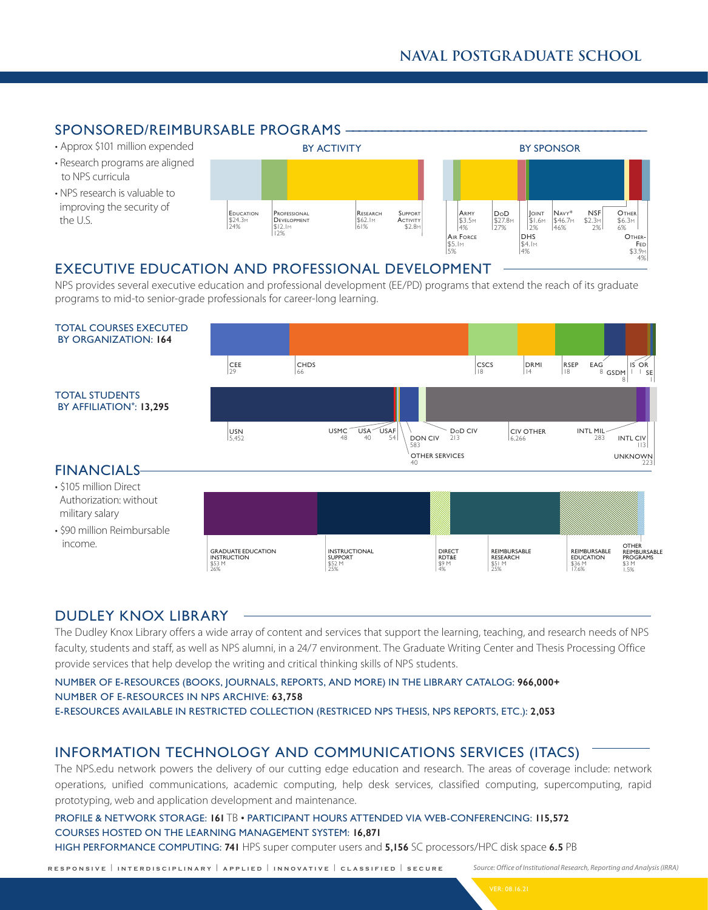## SPONSORED/REIMBURSABLE PROGRAMS

- Approx $101 million expended
- Research programs are aligned to NPS curricula
- NPS research is valuable to improving the security of the U.S.

BY ACTIVITY

Education $24.3M 24%
Professional Development $12.1M 12%
Research $62.1M 61%
Support Activity $2.8M

BY SPONSOR

Army $3.5M 4%
Air Force $5.1M 5%
DoD $27.8M 27%
Joint $1.6M 2%
DHS $4.1M 4%
Navy* $46.7M 46%
NSF $2.3M 2%
Other $6.3M 6%
Other-Fed $3.9M 4%

## EXECUTIVE EDUCATION AND PROFESSIONAL DEVELOPMENT

NPS provides several executive education and professional development (EE/PD) programs that extend the reach of its graduate programs to mid-to senior-grade professionals for career-long learning.

TOTAL COURSES EXECUTED BY ORGANIZATION: **164**

CEE 29
CHDS 66
CSCS 18
DRMI 14
RSEP 18
EAG 8
GSDM 8
IS 1
OR 1
SE 1

TOTAL STUDENTS BY AFFILIATION*: **13,295**

USN 5,452
USMC 48
USA 40
USAF 54
DON CIV 583
OTHER SERVICES 40
DoD CIV 213
CIV OTHER 6,266
INTL MIL 283
INTL CIV 113
UNKNOWN 223

## FINANCIALS

- $105 million Direct Authorization: without military salary
- $90 million Reimbursable income.

GRADUATE EDUCATION INSTRUCTION $53 M 26%
INSTRUCTIONAL SUPPORT $52 M 25%
DIRECT RDT&E $9 M 4%
REIMBURSABLE RESEARCH $51 M 25%
REIMBURSABLE EDUCATION $36 M 17.6%
OTHER REIMBURSABLE PROGRAMS $3 M 1.5%

## DUDLEY KNOX LIBRARY

The Dudley Knox Library offers a wide array of content and services that support the learning, teaching, and research needs of NPS faculty, students and staff, as well as NPS alumni, in a 24/7 environment. The Graduate Writing Center and Thesis Processing Office provide services that help develop the writing and critical thinking skills of NPS students.

NUMBER OF E-RESOURCES (BOOKS, JOURNALS, REPORTS, AND MORE) IN THE LIBRARY CATALOG: **966,000+**
NUMBER OF E-RESOURCES IN NPS ARCHIVE: **63,758**
E-RESOURCES AVAILABLE IN RESTRICTED COLLECTION (RESTRICED NPS THESIS, NPS REPORTS, ETC.): **2,053**

## INFORMATION TECHNOLOGY AND COMMUNICATIONS SERVICES (ITACS)

The NPS.edu network powers the delivery of our cutting edge education and research. The areas of coverage include: network operations, unified communications, academic computing, help desk services, classified computing, supercomputing, rapid prototyping, web and application development and maintenance.

PROFILE & NETWORK STORAGE: **161** TB • PARTICIPANT HOURS ATTENDED VIA WEB-CONFERENCING: **115,572**
COURSES HOSTED ON THE LEARNING MANAGEMENT SYSTEM: **16,871**
HIGH PERFORMANCE COMPUTING: **741** HPS super computer users and **5,156** SC processors/HPC disk space **6.5** PB

RESPONSIVE | INTERDISCIPLINARY | APPLIED | INNOVATIVE | CLASSIFIED | SECURE

*Source: Office of Institutional Research, Reporting and Analysis (IRRA)*

VER: 08.16.21